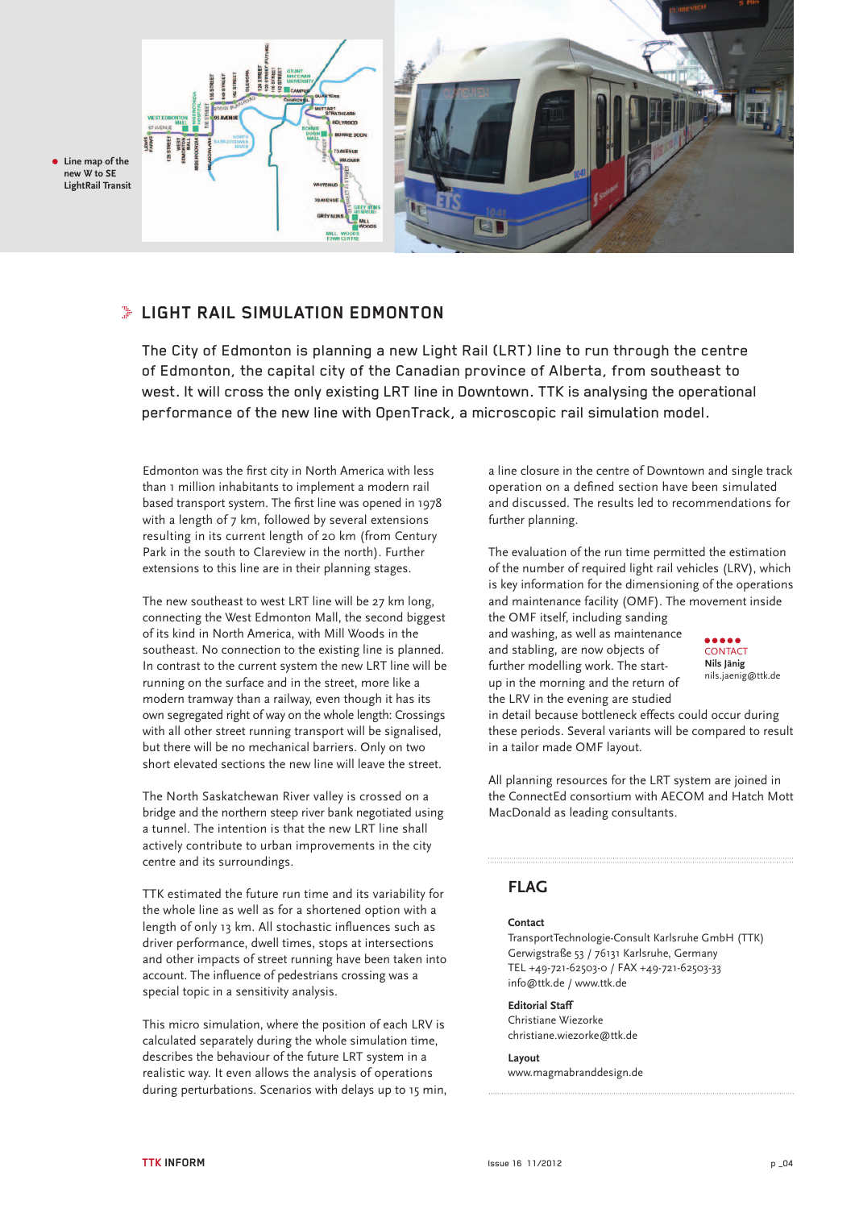Line map of the new W to SE LightRail Transit

## LIGHT RAIL SIMULATION EDMONTON

The City of Edmonton is planning a new Light Rail (LRT) line to run through the centre of Edmonton, the capital city of the Canadian province of Alberta, from southeast to west. It will cross the only existing LRT line in Downtown. TTK is analysing the operational performance of the new line with OpenTrack, a microscopic rail simulation model.

Edmonton was the first city in North America with less than 1 million inhabitants to implement a modern rail based transport system. The first line was opened in 1978 with a length of 7 km, followed by several extensions resulting in its current length of 20 km (from Century Park in the south to Clareview in the north). Further extensions to this line are in their planning stages.

The new southeast to west LRT line will be 27 km long, connecting the West Edmonton Mall, the second biggest of its kind in North America, with Mill Woods in the southeast. No connection to the existing line is planned. In contrast to the current system the new LRT line will be running on the surface and in the street, more like a modern tramway than a railway, even though it has its own segregated right of way on the whole length: Crossings with all other street running transport will be signalised, but there will be no mechanical barriers. Only on two short elevated sections the new line will leave the street.

The North Saskatchewan River valley is crossed on a bridge and the northern steep river bank negotiated using a tunnel. The intention is that the new LRT line shall actively contribute to urban improvements in the city centre and its surroundings.

TTK estimated the future run time and its variability for the whole line as well as for a shortened option with a length of only 13 km. All stochastic influences such as driver performance, dwell times, stops at intersections and other impacts of street running have been taken into account. The influence of pedestrians crossing was a special topic in a sensitivity analysis.

This micro simulation, where the position of each LRV is calculated separately during the whole simulation time, describes the behaviour of the future LRT system in a realistic way. It even allows the analysis of operations during perturbations. Scenarios with delays up to 15 min, a line closure in the centre of Downtown and single track operation on a defined section have been simulated and discussed. The results led to recommendations for further planning.

The evaluation of the run time permitted the estimation of the number of required light rail vehicles (LRV), which is key information for the dimensioning of the operations and maintenance facility (OMF). The movement inside the OMF itself, including sanding and washing, as well as maintenance and stabling, are now objects of further modelling work. The start-up in the morning and the return of the LRV in the evening are studied in detail because bottleneck effects could occur during these periods. Several variants will be compared to result in a tailor made OMF layout.

CONTACT
**Nils Jänig**
nils.jaenig@ttk.de

All planning resources for the LRT system are joined in the ConnectEd consortium with AECOM and Hatch Mott MacDonald as leading consultants.

## FLAG

**Contact**
TransportTechnologie-Consult Karlsruhe GmbH (TTK)
Gerwigstraße 53 / 76131 Karlsruhe, Germany
TEL +49-721-62503-0 / FAX +49-721-62503-33
info@ttk.de / www.ttk.de

**Editorial Staff**
Christiane Wiezorke
christiane.wiezorke@ttk.de

**Layout**
www.magmabranddesign.de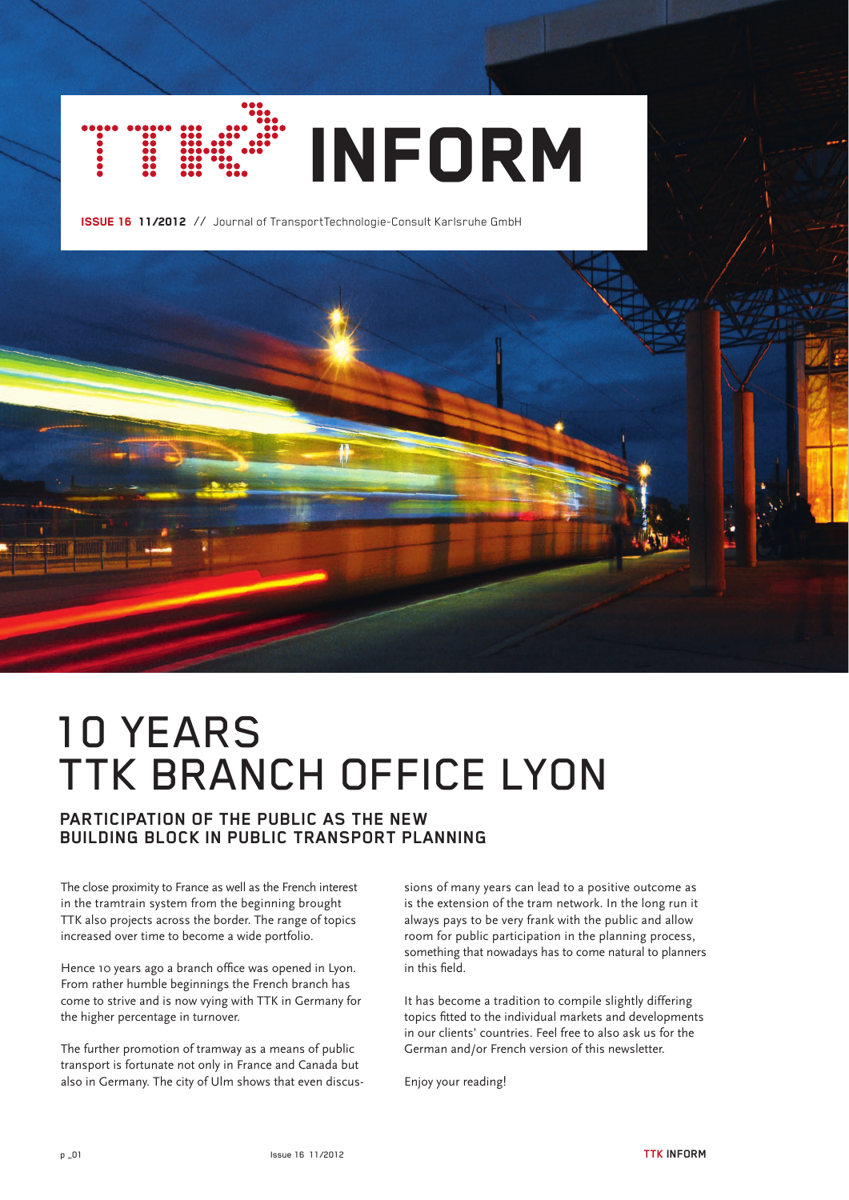# TTK INFORM

**ISSUE 16 11/2012** // Journal of TransportTechnologie-Consult Karlsruhe GmbH

# 10 YEARS TTK BRANCH OFFICE LYON

## PARTICIPATION OF THE PUBLIC AS THE NEW BUILDING BLOCK IN PUBLIC TRANSPORT PLANNING

The close proximity to France as well as the French interest in the tramtrain system from the beginning brought TTK also projects across the border. The range of topics increased over time to become a wide portfolio.

Hence 10 years ago a branch office was opened in Lyon. From rather humble beginnings the French branch has come to strive and is now vying with TTK in Germany for the higher percentage in turnover.

The further promotion of tramway as a means of public transport is fortunate not only in France and Canada but also in Germany. The city of Ulm shows that even discussions of many years can lead to a positive outcome as is the extension of the tram network. In the long run it always pays to be very frank with the public and allow room for public participation in the planning process, something that nowadays has to come natural to planners in this field.

It has become a tradition to compile slightly differing topics fitted to the individual markets and developments in our clients' countries. Feel free to also ask us for the German and/or French version of this newsletter.

Enjoy your reading!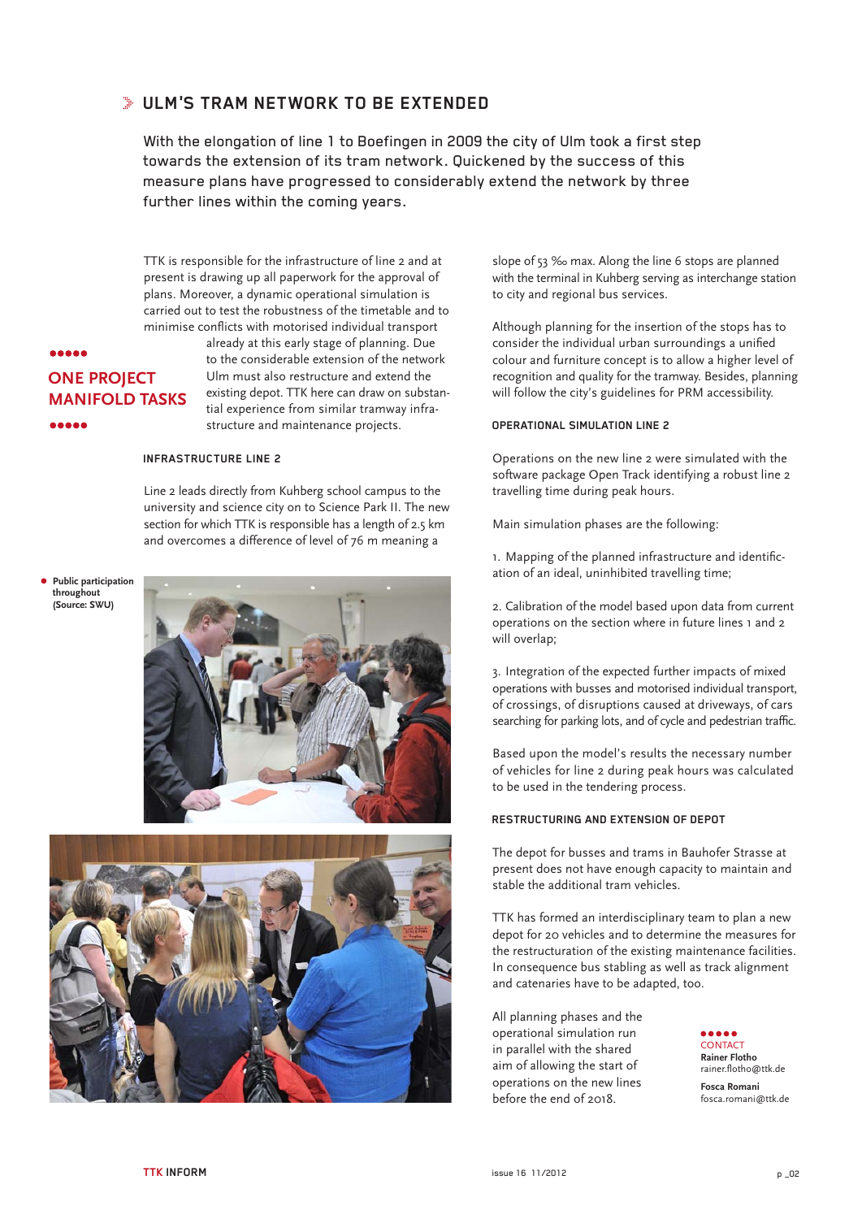## ULM'S TRAM NETWORK TO BE EXTENDED

With the elongation of line 1 to Boefingen in 2009 the city of Ulm took a first step towards the extension of its tram network. Quickened by the success of this measure plans have progressed to considerably extend the network by three further lines within the coming years.

TTK is responsible for the infrastructure of line 2 and at present is drawing up all paperwork for the approval of plans. Moreover, a dynamic operational simulation is carried out to test the robustness of the timetable and to minimise conflicts with motorised individual transport already at this early stage of planning. Due to the considerable extension of the network Ulm must also restructure and extend the existing depot. TTK here can draw on substantial experience from similar tramway infrastructure and maintenance projects.

**ONE PROJECT MANIFOLD TASKS**

### INFRASTRUCTURE LINE 2

Line 2 leads directly from Kuhberg school campus to the university and science city on to Science Park II. The new section for which TTK is responsible has a length of 2.5 km and overcomes a difference of level of 76 m meaning a slope of 53 ‰ max. Along the line 6 stops are planned with the terminal in Kuhberg serving as interchange station to city and regional bus services.

Although planning for the insertion of the stops has to consider the individual urban surroundings a unified colour and furniture concept is to allow a higher level of recognition and quality for the tramway. Besides, planning will follow the city's guidelines for PRM accessibility.

**Public participation throughout (Source: SWU)**

### OPERATIONAL SIMULATION LINE 2

Operations on the new line 2 were simulated with the software package Open Track identifying a robust line 2 travelling time during peak hours.

Main simulation phases are the following:

1. Mapping of the planned infrastructure and identification of an ideal, uninhibited travelling time;

2. Calibration of the model based upon data from current operations on the section where in future lines 1 and 2 will overlap;

3. Integration of the expected further impacts of mixed operations with busses and motorised individual transport, of crossings, of disruptions caused at driveways, of cars searching for parking lots, and of cycle and pedestrian traffic.

Based upon the model's results the necessary number of vehicles for line 2 during peak hours was calculated to be used in the tendering process.

### RESTRUCTURING AND EXTENSION OF DEPOT

The depot for busses and trams in Bauhofer Strasse at present does not have enough capacity to maintain and stable the additional tram vehicles.

TTK has formed an interdisciplinary team to plan a new depot for 20 vehicles and to determine the measures for the restructuration of the existing maintenance facilities. In consequence bus stabling as well as track alignment and catenaries have to be adapted, too.

All planning phases and the operational simulation run in parallel with the shared aim of allowing the start of operations on the new lines before the end of 2018.

CONTACT
**Rainer Flotho**
rainer.flotho@ttk.de

**Fosca Romani**
fosca.romani@ttk.de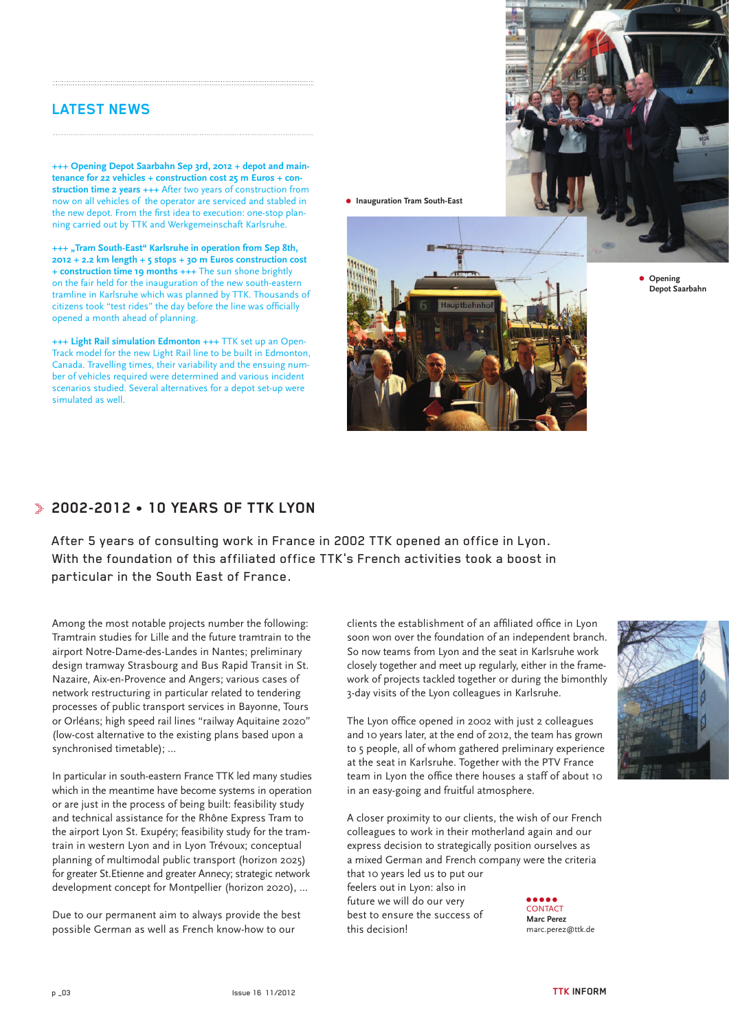## LATEST NEWS

**+++ Opening Depot Saarbahn Sep 3rd, 2012 + depot and maintenance for 22 vehicles + construction cost 25 m Euros + construction time 2 years +++** After two years of construction from now on all vehicles of the operator are serviced and stabled in the new depot. From the first idea to execution: one-stop planning carried out by TTK and Werkgemeinschaft Karlsruhe.

**+++ „Tram South-East" Karlsruhe in operation from Sep 8th, 2012 + 2.2 km length + 5 stops + 30 m Euros construction cost + construction time 19 months +++** The sun shone brightly on the fair held for the inauguration of the new south-eastern tramline in Karlsruhe which was planned by TTK. Thousands of citizens took "test rides" the day before the line was officially opened a month ahead of planning.

**+++ Light Rail simulation Edmonton +++** TTK set up an OpenTrack model for the new Light Rail line to be built in Edmonton, Canada. Travelling times, their variability and the ensuing number of vehicles required were determined and various incident scenarios studied. Several alternatives for a depot set-up were simulated as well.

Inauguration Tram South-East

Opening Depot Saarbahn

## 2002-2012 • 10 YEARS OF TTK LYON

After 5 years of consulting work in France in 2002 TTK opened an office in Lyon. With the foundation of this affiliated office TTK's French activities took a boost in particular in the South East of France.

Among the most notable projects number the following: Tramtrain studies for Lille and the future tramtrain to the airport Notre-Dame-des-Landes in Nantes; preliminary design tramway Strasbourg and Bus Rapid Transit in St. Nazaire, Aix-en-Provence and Angers; various cases of network restructuring in particular related to tendering processes of public transport services in Bayonne, Tours or Orléans; high speed rail lines "railway Aquitaine 2020" (low-cost alternative to the existing plans based upon a synchronised timetable); ...

In particular in south-eastern France TTK led many studies which in the meantime have become systems in operation or are just in the process of being built: feasibility study and technical assistance for the Rhône Express Tram to the airport Lyon St. Expupéry; feasibility study for the tram-train in western Lyon and in Lyon Trévoux; conceptual planning of multimodal public transport (horizon 2025) for greater St.Etienne and greater Annecy; strategic network development concept for Montpellier (horizon 2020), ...

Due to our permanent aim to always provide the best possible German as well as French know-how to our clients the establishment of an affiliated office in Lyon soon won over the foundation of an independent branch. So now teams from Lyon and the seat in Karlsruhe work closely together and meet up regularly, either in the framework of projects tackled together or during the bimonthly 3-day visits of the Lyon colleagues in Karlsruhe.

The Lyon office opened in 2002 with just 2 colleagues and 10 years later, at the end of 2012, the team has grown to 5 people, all of whom gathered preliminary experience at the seat in Karlsruhe. Together with the PTV France team in Lyon the office there houses a staff of about 10 in an easy-going and fruitful atmosphere.

A closer proximity to our clients, the wish of our French colleagues to work in their motherland again and our express decision to strategically position ourselves as a mixed German and French company were the criteria that 10 years led us to put our feelers out in Lyon: also in future we will do our very best to ensure the success of this decision!

CONTACT
**Marc Perez**
marc.perez@ttk.de